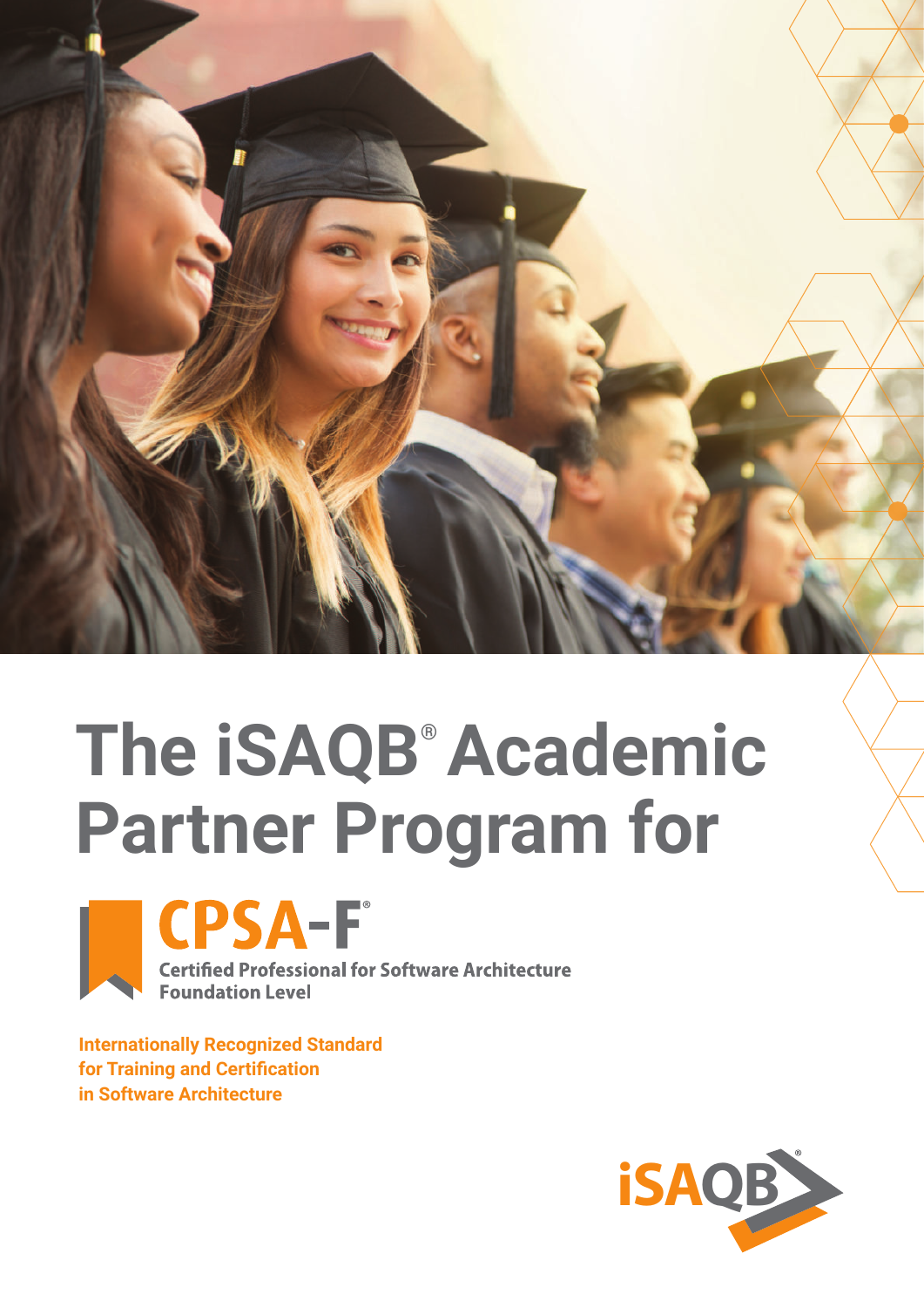# The iSAQB® Academic Partner Program for

## CPSA-F®

**Certified Professional for Software Architecture Foundation Level**

**Internationally Recognized Standard for Training and Certification in Software Architecture**

iSAQB®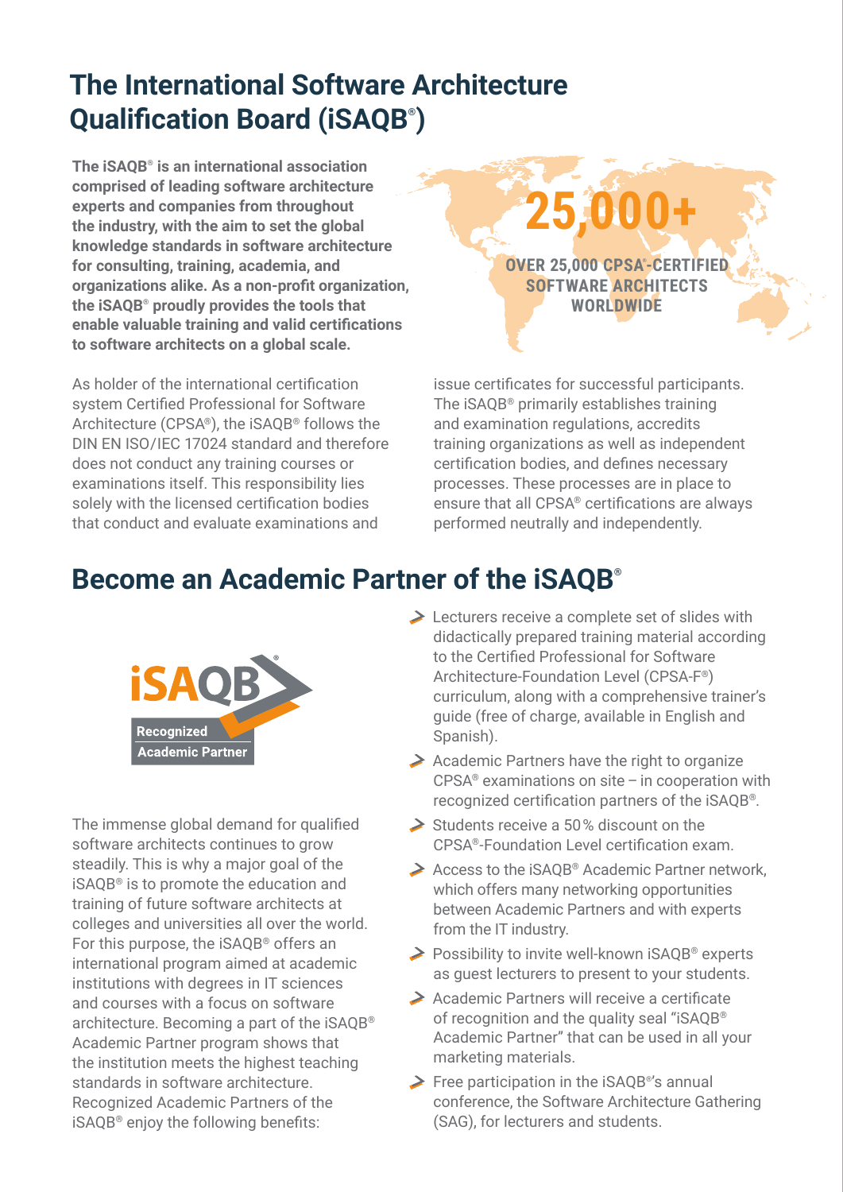# The International Software Architecture Qualification Board (iSAQB®)

**The iSAQB® is an international association comprised of leading software architecture experts and companies from throughout the industry, with the aim to set the global knowledge standards in software architecture for consulting, training, academia, and organizations alike. As a non-profit organization, the iSAQB® proudly provides the tools that enable valuable training and valid certifications to software architects on a global scale.**

**25,000+**

**OVER 25,000 CPSA®-CERTIFIED SOFTWARE ARCHITECTS WORLDWIDE**

As holder of the international certification system Certified Professional for Software Architecture (CPSA®), the iSAQB® follows the DIN EN ISO/IEC 17024 standard and therefore does not conduct any training courses or examinations itself. This responsibility lies solely with the licensed certification bodies that conduct and evaluate examinations and issue certificates for successful participants. The iSAQB® primarily establishes training and examination regulations, accredits training organizations as well as independent certification bodies, and defines necessary processes. These processes are in place to ensure that all CPSA® certifications are always performed neutrally and independently.

## Become an Academic Partner of the iSAQB®

iSAQB® Recognized Academic Partner

The immense global demand for qualified software architects continues to grow steadily. This is why a major goal of the iSAQB® is to promote the education and training of future software architects at colleges and universities all over the world. For this purpose, the iSAQB® offers an international program aimed at academic institutions with degrees in IT sciences and courses with a focus on software architecture. Becoming a part of the iSAQB® Academic Partner program shows that the institution meets the highest teaching standards in software architecture. Recognized Academic Partners of the iSAQB® enjoy the following benefits:

- Lecturers receive a complete set of slides with didactically prepared training material according to the Certified Professional for Software Architecture-Foundation Level (CPSA-F®) curriculum, along with a comprehensive trainer's guide (free of charge, available in English and Spanish).
- Academic Partners have the right to organize CPSA® examinations on site – in cooperation with recognized certification partners of the iSAQB®.
- Students receive a 50 % discount on the CPSA®-Foundation Level certification exam.
- Access to the iSAQB® Academic Partner network, which offers many networking opportunities between Academic Partners and with experts from the IT industry.
- Possibility to invite well-known iSAQB® experts as guest lecturers to present to your students.
- Academic Partners will receive a certificate of recognition and the quality seal "iSAQB® Academic Partner" that can be used in all your marketing materials.
- Free participation in the iSAQB®'s annual conference, the Software Architecture Gathering (SAG), for lecturers and students.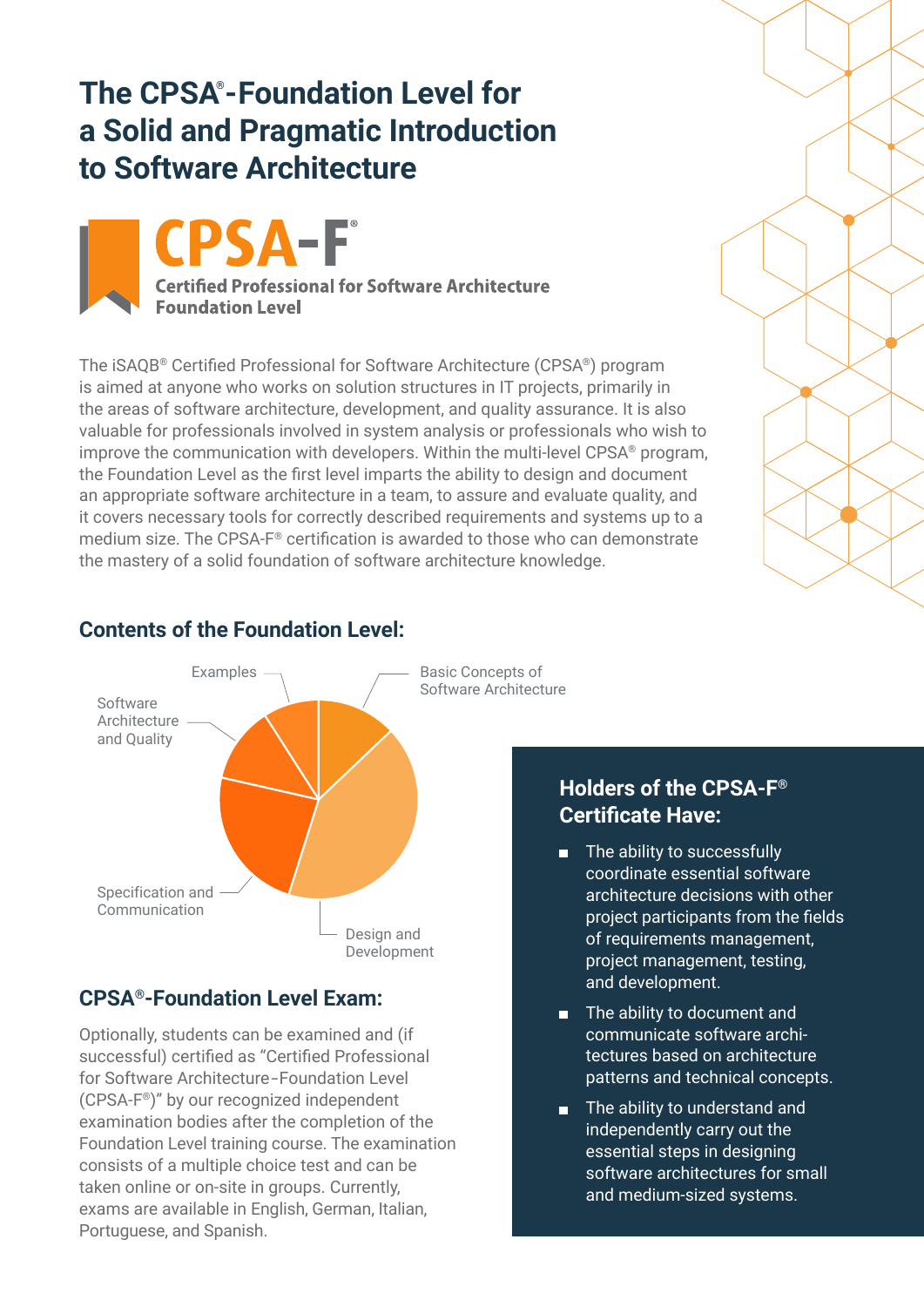# The CPSA®-Foundation Level for a Solid and Pragmatic Introduction to Software Architecture

**CPSA-F®**
**Certified Professional for Software Architecture Foundation Level**

The iSAQB® Certified Professional for Software Architecture (CPSA®) program is aimed at anyone who works on solution structures in IT projects, primarily in the areas of software architecture, development, and quality assurance. It is also valuable for professionals involved in system analysis or professionals who wish to improve the communication with developers. Within the multi-level CPSA® program, the Foundation Level as the first level imparts the ability to design and document an appropriate software architecture in a team, to assure and evaluate quality, and it covers necessary tools for correctly described requirements and systems up to a medium size. The CPSA-F® certification is awarded to those who can demonstrate the mastery of a solid foundation of software architecture knowledge.

## Contents of the Foundation Level:

- Basic Concepts of Software Architecture
- Design and Development
- Specification and Communication
- Software Architecture and Quality
- Examples

## CPSA®-Foundation Level Exam:

Optionally, students can be examined and (if successful) certified as "Certified Professional for Software Architecture-Foundation Level (CPSA-F®)" by our recognized independent examination bodies after the completion of the Foundation Level training course. The examination consists of a multiple choice test and can be taken online or on-site in groups. Currently, exams are available in English, German, Italian, Portuguese, and Spanish.

## Holders of the CPSA-F® Certificate Have:

- The ability to successfully coordinate essential software architecture decisions with other project participants from the fields of requirements management, project management, testing, and development.
- The ability to document and communicate software architectures based on architecture patterns and technical concepts.
- The ability to understand and independently carry out the essential steps in designing software architectures for small and medium-sized systems.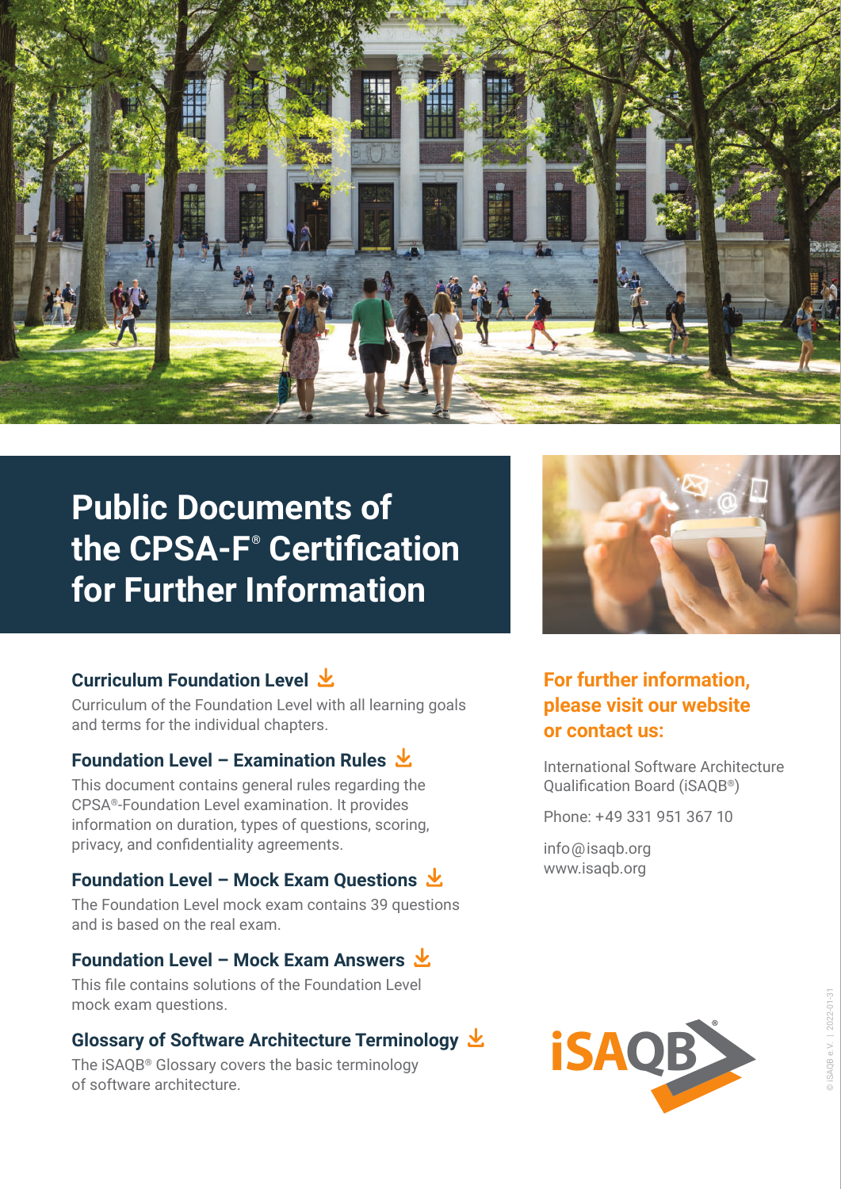# Public Documents of the CPSA-F® Certification for Further Information

### Curriculum Foundation Level

Curriculum of the Foundation Level with all learning goals and terms for the individual chapters.

### Foundation Level – Examination Rules

This document contains general rules regarding the CPSA®-Foundation Level examination. It provides information on duration, types of questions, scoring, privacy, and confidentiality agreements.

### Foundation Level – Mock Exam Questions

The Foundation Level mock exam contains 39 questions and is based on the real exam.

### Foundation Level – Mock Exam Answers

This file contains solutions of the Foundation Level mock exam questions.

### Glossary of Software Architecture Terminology

The iSAQB® Glossary covers the basic terminology of software architecture.

## For further information, please visit our website or contact us:

International Software Architecture Qualification Board (iSAQB®)

Phone: +49 331 951 367 10

info@isaqb.org
www.isaqb.org

iSAQB®

© iSAQB e.V. | 2022-01-31